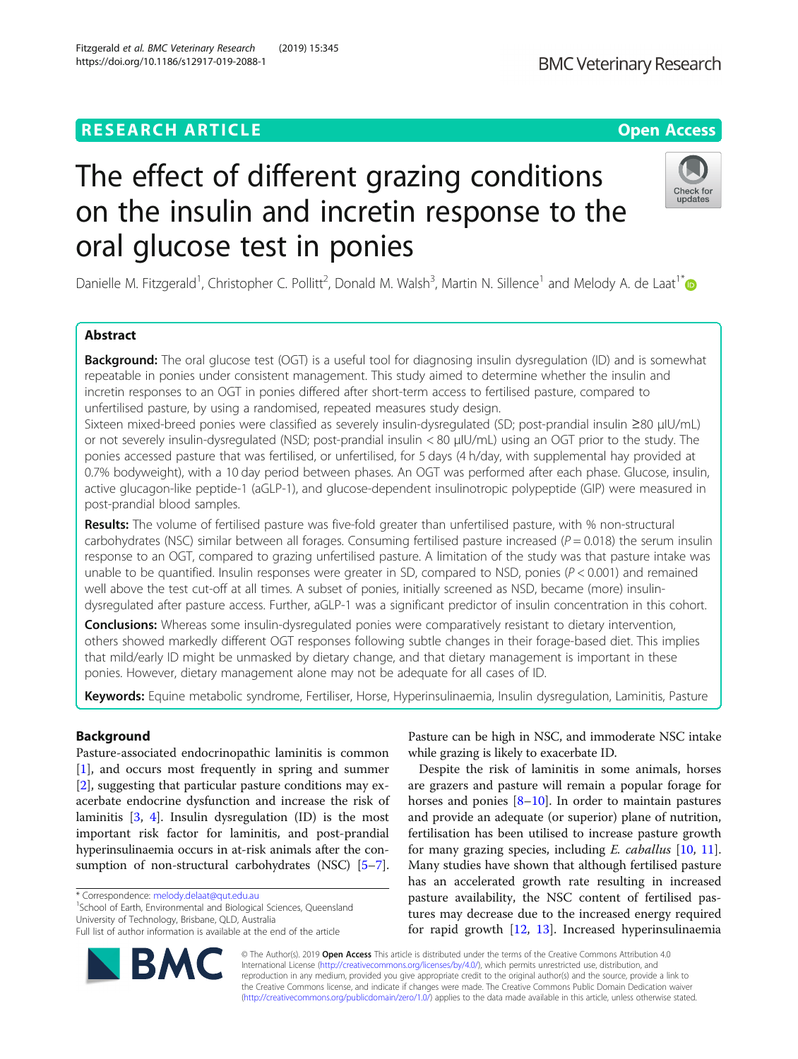RESEARCH ARTICLE

Open Access

# The effect of different grazing conditions on the insulin and incretin response to the oral glucose test in ponies

Danielle M. Fitzgerald[1], Christopher C. Pollitt[2], Donald M. Walsh[3], Martin N. Sillence[1] and Melody A. de Laat[1*]

## Abstract

**Background:** The oral glucose test (OGT) is a useful tool for diagnosing insulin dysregulation (ID) and is somewhat repeatable in ponies under consistent management. This study aimed to determine whether the insulin and incretin responses to an OGT in ponies differed after short-term access to fertilised pasture, compared to unfertilised pasture, by using a randomised, repeated measures study design.

Sixteen mixed-breed ponies were classified as severely insulin-dysregulated (SD; post-prandial insulin ≥80 μIU/mL) or not severely insulin-dysregulated (NSD; post-prandial insulin < 80 μIU/mL) using an OGT prior to the study. The ponies accessed pasture that was fertilised, or unfertilised, for 5 days (4 h/day, with supplemental hay provided at 0.7% bodyweight), with a 10 day period between phases. An OGT was performed after each phase. Glucose, insulin, active glucagon-like peptide-1 (aGLP-1), and glucose-dependent insulinotropic polypeptide (GIP) were measured in post-prandial blood samples.

**Results:** The volume of fertilised pasture was five-fold greater than unfertilised pasture, with % non-structural carbohydrates (NSC) similar between all forages. Consuming fertilised pasture increased ($P = 0.018$) the serum insulin response to an OGT, compared to grazing unfertilised pasture. A limitation of the study was that pasture intake was unable to be quantified. Insulin responses were greater in SD, compared to NSD, ponies ($P < 0.001$) and remained well above the test cut-off at all times. A subset of ponies, initially screened as NSD, became (more) insulin-dysregulated after pasture access. Further, aGLP-1 was a significant predictor of insulin concentration in this cohort.

**Conclusions:** Whereas some insulin-dysregulated ponies were comparatively resistant to dietary intervention, others showed markedly different OGT responses following subtle changes in their forage-based diet. This implies that mild/early ID might be unmasked by dietary change, and that dietary management is important in these ponies. However, dietary management alone may not be adequate for all cases of ID.

**Keywords:** Equine metabolic syndrome, Fertiliser, Horse, Hyperinsulinaemia, Insulin dysregulation, Laminitis, Pasture

## Background

Pasture-associated endocrinopathic laminitis is common [1], and occurs most frequently in spring and summer [2], suggesting that particular pasture conditions may exacerbate endocrine dysfunction and increase the risk of laminitis [3, 4]. Insulin dysregulation (ID) is the most important risk factor for laminitis, and post-prandial hyperinsulinaemia occurs in at-risk animals after the consumption of non-structural carbohydrates (NSC) [5–7]. Pasture can be high in NSC, and immoderate NSC intake while grazing is likely to exacerbate ID.

Despite the risk of laminitis in some animals, horses are grazers and pasture will remain a popular forage for horses and ponies [8–10]. In order to maintain pastures and provide an adequate (or superior) plane of nutrition, fertilisation has been utilised to increase pasture growth for many grazing species, including *E. caballus* [10, 11]. Many studies have shown that although fertilised pasture has an accelerated growth rate resulting in increased pasture availability, the NSC content of fertilised pastures may decrease due to the increased energy required for rapid growth [12, 13]. Increased hyperinsulinaemia

* Correspondence: melody.delaat@qut.edu.au
[1]School of Earth, Environmental and Biological Sciences, Queensland University of Technology, Brisbane, QLD, Australia
Full list of author information is available at the end of the article

© The Author(s). 2019 **Open Access** This article is distributed under the terms of the Creative Commons Attribution 4.0 International License (http://creativecommons.org/licenses/by/4.0/), which permits unrestricted use, distribution, and reproduction in any medium, provided you give appropriate credit to the original author(s) and the source, provide a link to the Creative Commons license, and indicate if changes were made. The Creative Commons Public Domain Dedication waiver (http://creativecommons.org/publicdomain/zero/1.0/) applies to the data made available in this article, unless otherwise stated.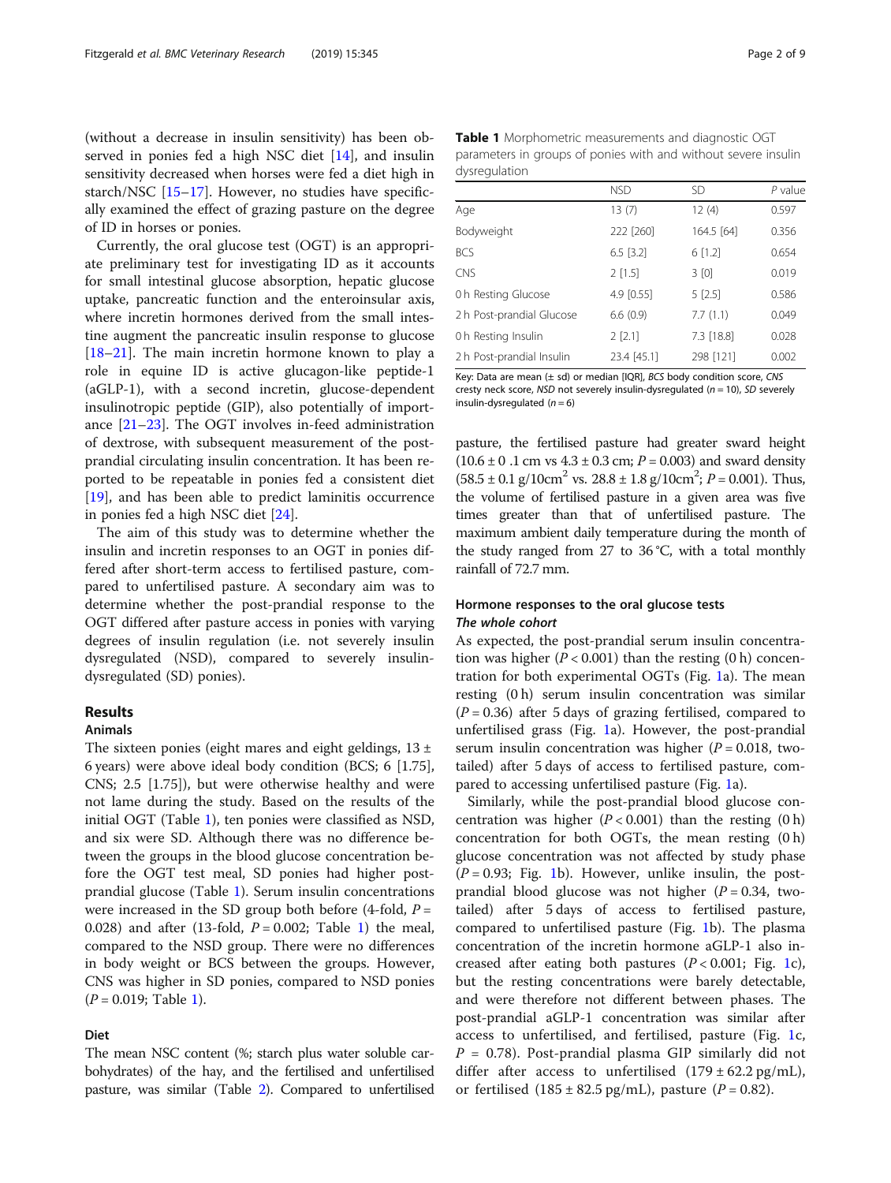(without a decrease in insulin sensitivity) has been observed in ponies fed a high NSC diet [14], and insulin sensitivity decreased when horses were fed a diet high in starch/NSC [15–17]. However, no studies have specifically examined the effect of grazing pasture on the degree of ID in horses or ponies.

Currently, the oral glucose test (OGT) is an appropriate preliminary test for investigating ID as it accounts for small intestinal glucose absorption, hepatic glucose uptake, pancreatic function and the enteroinsular axis, where incretin hormones derived from the small intestine augment the pancreatic insulin response to glucose [18–21]. The main incretin hormone known to play a role in equine ID is active glucagon-like peptide-1 (aGLP-1), with a second incretin, glucose-dependent insulinotropic peptide (GIP), also potentially of importance [21–23]. The OGT involves in-feed administration of dextrose, with subsequent measurement of the post-prandial circulating insulin concentration. It has been reported to be repeatable in ponies fed a consistent diet [19], and has been able to predict laminitis occurrence in ponies fed a high NSC diet [24].

The aim of this study was to determine whether the insulin and incretin responses to an OGT in ponies differed after short-term access to fertilised pasture, compared to unfertilised pasture. A secondary aim was to determine whether the post-prandial response to the OGT differed after pasture access in ponies with varying degrees of insulin regulation (i.e. not severely insulin dysregulated (NSD), compared to severely insulin-dysregulated (SD) ponies).

## Results

### Animals

The sixteen ponies (eight mares and eight geldings, 13 ± 6 years) were above ideal body condition (BCS; 6 [1.75], CNS; 2.5 [1.75]), but were otherwise healthy and were not lame during the study. Based on the results of the initial OGT (Table 1), ten ponies were classified as NSD, and six were SD. Although there was no difference between the groups in the blood glucose concentration before the OGT test meal, SD ponies had higher post-prandial glucose (Table 1). Serum insulin concentrations were increased in the SD group both before (4-fold, $P = 0.028$) and after (13-fold, $P = 0.002$; Table 1) the meal, compared to the NSD group. There were no differences in body weight or BCS between the groups. However, CNS was higher in SD ponies, compared to NSD ponies ($P = 0.019$; Table 1).

### Diet

The mean NSC content (%; starch plus water soluble carbohydrates) of the hay, and the fertilised and unfertilised pasture, was similar (Table 2). Compared to unfertilised pasture, the fertilised pasture had greater sward height (10.6 ± 0 .1 cm vs 4.3 ± 0.3 cm; $P = 0.003$) and sward density (58.5 ± 0.1 g/10cm$^2$ vs. 28.8 ± 1.8 g/10cm$^2$; $P = 0.001$). Thus, the volume of fertilised pasture in a given area was five times greater than that of unfertilised pasture. The maximum ambient daily temperature during the month of the study ranged from 27 to 36 °C, with a total monthly rainfall of 72.7 mm.

**Table 1** Morphometric measurements and diagnostic OGT parameters in groups of ponies with and without severe insulin dysregulation

| | NSD | SD | *P* value |
|---|---|---|---|
| Age | 13 (7) | 12 (4) | 0.597 |
| Bodyweight | 222 [260] | 164.5 [64] | 0.356 |
| BCS | 6.5 [3.2] | 6 [1.2] | 0.654 |
| CNS | 2 [1.5] | 3 [0] | 0.019 |
| 0 h Resting Glucose | 4.9 [0.55] | 5 [2.5] | 0.586 |
| 2 h Post-prandial Glucose | 6.6 (0.9) | 7.7 (1.1) | 0.049 |
| 0 h Resting Insulin | 2 [2.1] | 7.3 [18.8] | 0.028 |
| 2 h Post-prandial Insulin | 23.4 [45.1] | 298 [121] | 0.002 |

Key: Data are mean (± sd) or median [IQR], *BCS* body condition score, *CNS* cresty neck score, *NSD* not severely insulin-dysregulated (*n* = 10), *SD* severely insulin-dysregulated (*n* = 6)

## Hormone responses to the oral glucose tests

### *The whole cohort*

As expected, the post-prandial serum insulin concentration was higher ($P < 0.001$) than the resting (0 h) concentration for both experimental OGTs (Fig. 1a). The mean resting (0 h) serum insulin concentration was similar ($P = 0.36$) after 5 days of grazing fertilised, compared to unfertilised grass (Fig. 1a). However, the post-prandial serum insulin concentration was higher ($P = 0.018$, two-tailed) after 5 days of access to fertilised pasture, compared to accessing unfertilised pasture (Fig. 1a).

Similarly, while the post-prandial blood glucose concentration was higher ($P < 0.001$) than the resting (0 h) concentration for both OGTs, the mean resting (0 h) glucose concentration was not affected by study phase ($P = 0.93$; Fig. 1b). However, unlike insulin, the post-prandial blood glucose was not higher ($P = 0.34$, two-tailed) after 5 days of access to fertilised pasture, compared to unfertilised pasture (Fig. 1b). The plasma concentration of the incretin hormone aGLP-1 also increased after eating both pastures ($P < 0.001$; Fig. 1c), but the resting concentrations were barely detectable, and were therefore not different between phases. The post-prandial aGLP-1 concentration was similar after access to unfertilised, and fertilised, pasture (Fig. 1c, $P = 0.78$). Post-prandial plasma GIP similarly did not differ after access to unfertilised (179 ± 62.2 pg/mL), or fertilised (185 ± 82.5 pg/mL), pasture ($P = 0.82$).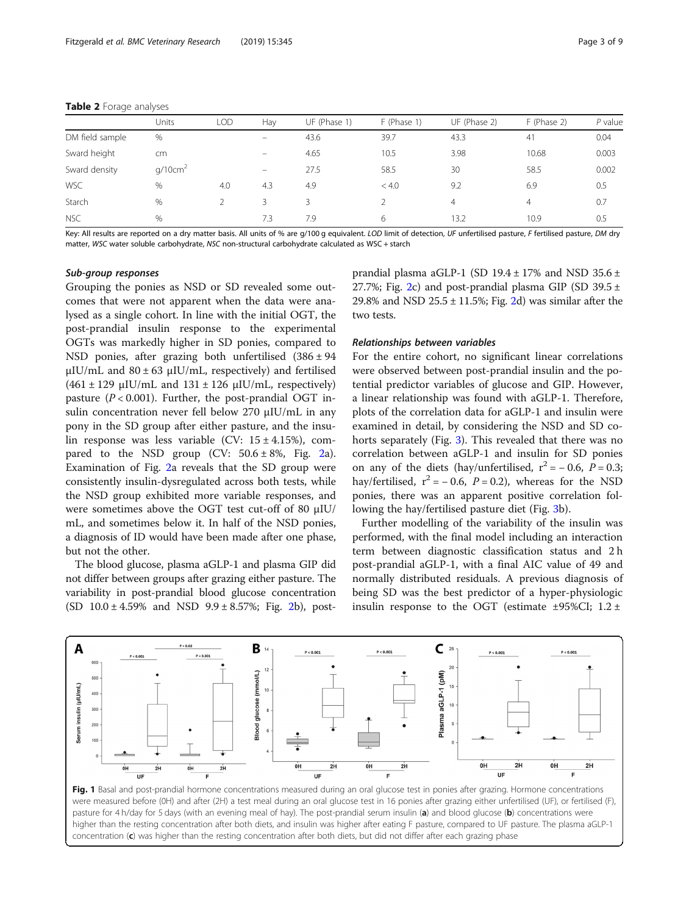**Table 2** Forage analyses

| | Units | LOD | Hay | UF (Phase 1) | F (Phase 1) | UF (Phase 2) | F (Phase 2) | *P* value |
|---|---|---|---|---|---|---|---|---|
| DM field sample | % | | – | 43.6 | 39.7 | 43.3 | 41 | 0.04 |
| Sward height | cm | | – | 4.65 | 10.5 | 3.98 | 10.68 | 0.003 |
| Sward density | g/10cm$^2$ | | – | 27.5 | 58.5 | 30 | 58.5 | 0.002 |
| WSC | % | 4.0 | 4.3 | 4.9 | < 4.0 | 9.2 | 6.9 | 0.5 |
| Starch | % | 2 | 3 | 3 | 2 | 4 | 4 | 0.7 |
| NSC | % | | 7.3 | 7.9 | 6 | 13.2 | 10.9 | 0.5 |

Key: All results are reported on a dry matter basis. All units of % are g/100 g equivalent. *LOD* limit of detection, *UF* unfertilised pasture, *F* fertilised pasture, *DM* dry matter, *WSC* water soluble carbohydrate, *NSC* non-structural carbohydrate calculated as WSC + starch

### *Sub-group responses*

Grouping the ponies as NSD or SD revealed some outcomes that were not apparent when the data were analysed as a single cohort. In line with the initial OGT, the post-prandial insulin response to the experimental OGTs was markedly higher in SD ponies, compared to NSD ponies, after grazing both unfertilised (386 ± 94 μIU/mL and 80 ± 63 μIU/mL, respectively) and fertilised (461 ± 129 μIU/mL and 131 ± 126 μIU/mL, respectively) pasture ($P < 0.001$). Further, the post-prandial OGT insulin concentration never fell below 270 μIU/mL in any pony in the SD group after either pasture, and the insulin response was less variable (CV: 15 ± 4.15%), compared to the NSD group (CV: 50.6 ± 8%, Fig. 2a). Examination of Fig. 2a reveals that the SD group were consistently insulin-dysregulated across both tests, while the NSD group exhibited more variable responses, and were sometimes above the OGT test cut-off of 80 μIU/mL, and sometimes below it. In half of the NSD ponies, a diagnosis of ID would have been made after one phase, but not the other.

The blood glucose, plasma aGLP-1 and plasma GIP did not differ between groups after grazing either pasture. The variability in post-prandial blood glucose concentration (SD 10.0 ± 4.59% and NSD 9.9 ± 8.57%; Fig. 2b), post-prandial plasma aGLP-1 (SD 19.4 ± 17% and NSD 35.6 ± 27.7%; Fig. 2c) and post-prandial plasma GIP (SD 39.5 ± 29.8% and NSD 25.5 ± 11.5%; Fig. 2d) was similar after the two tests.

### *Relationships between variables*

For the entire cohort, no significant linear correlations were observed between post-prandial insulin and the potential predictor variables of glucose and GIP. However, a linear relationship was found with aGLP-1. Therefore, plots of the correlation data for aGLP-1 and insulin were examined in detail, by considering the NSD and SD cohorts separately (Fig. 3). This revealed that there was no correlation between aGLP-1 and insulin for SD ponies on any of the diets (hay/unfertilised, $r^2 = -0.6$, $P = 0.3$; hay/fertilised, $r^2 = -0.6$, $P = 0.2$), whereas for the NSD ponies, there was an apparent positive correlation following the hay/fertilised pasture diet (Fig. 3b).

Further modelling of the variability of the insulin was performed, with the final model including an interaction term between diagnostic classification status and 2 h post-prandial aGLP-1, with a final AIC value of 49 and normally distributed residuals. A previous diagnosis of being SD was the best predictor of a hyper-physiologic insulin response to the OGT (estimate ±95%CI; 1.2 ±

**Fig. 1** Basal and post-prandial hormone concentrations measured during an oral glucose test in ponies after grazing. Hormone concentrations were measured before (0H) and after (2H) a test meal during an oral glucose test in 16 ponies after grazing either unfertilised (UF), or fertilised (F), pasture for 4 h/day for 5 days (with an evening meal of hay). The post-prandial serum insulin (**a**) and blood glucose (**b**) concentrations were higher than the resting concentration after both diets, and insulin was higher after eating F pasture, compared to UF pasture. The plasma aGLP-1 concentration (**c**) was higher than the resting concentration after both diets, but did not differ after each grazing phase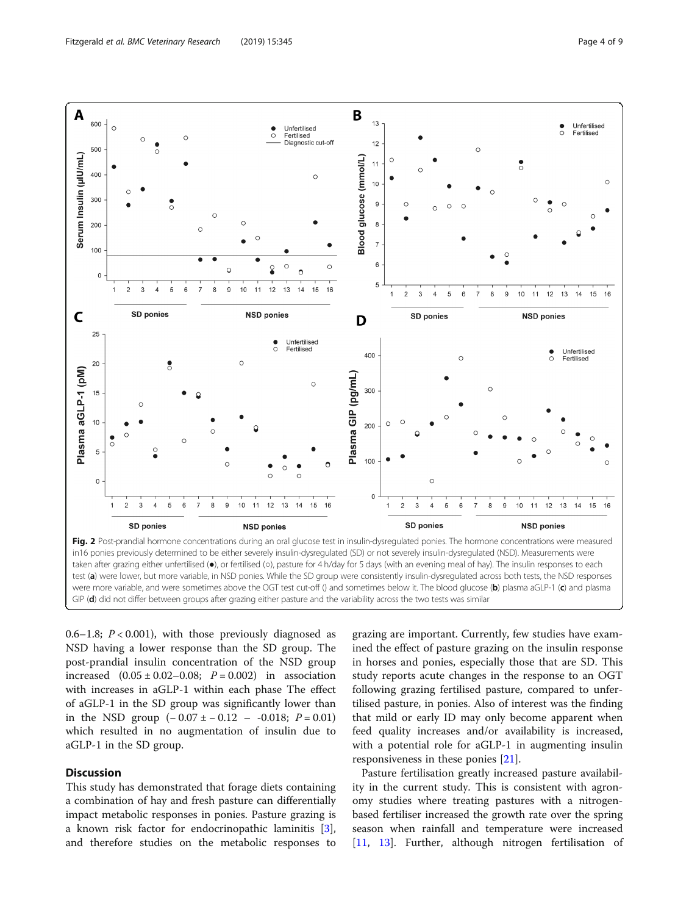**Fig. 2** Post-prandial hormone concentrations during an oral glucose test in insulin-dysregulated ponies. The hormone concentrations were measured in16 ponies previously determined to be either severely insulin-dysregulated (SD) or not severely insulin-dysregulated (NSD). Measurements were taken after grazing either unfertilised (●), or fertilised (○), pasture for 4 h/day for 5 days (with an evening meal of hay). The insulin responses to each test (**a**) were lower, but more variable, in NSD ponies. While the SD group were consistently insulin-dysregulated across both tests, the NSD responses were more variable, and were sometimes above the OGT test cut-off () and sometimes below it. The blood glucose (**b**) plasma aGLP-1 (**c**) and plasma GIP (**d**) did not differ between groups after grazing either pasture and the variability across the two tests was similar

0.6–1.8; $P < 0.001$), with those previously diagnosed as NSD having a lower response than the SD group. The post-prandial insulin concentration of the NSD group increased ($0.05 \pm 0.02$–$0.08$; $P = 0.002$) in association with increases in aGLP-1 within each phase The effect of aGLP-1 in the SD group was significantly lower than in the NSD group ($-0.07 \pm -0.12$ – $-0.018$; $P = 0.01$) which resulted in no augmentation of insulin due to aGLP-1 in the SD group.

## Discussion

This study has demonstrated that forage diets containing a combination of hay and fresh pasture can differentially impact metabolic responses in ponies. Pasture grazing is a known risk factor for endocrinopathic laminitis [3], and therefore studies on the metabolic responses to grazing are important. Currently, few studies have examined the effect of pasture grazing on the insulin response in horses and ponies, especially those that are SD. This study reports acute changes in the response to an OGT following grazing fertilised pasture, compared to unfertilised pasture, in ponies. Also of interest was the finding that mild or early ID may only become apparent when feed quality increases and/or availability is increased, with a potential role for aGLP-1 in augmenting insulin responsiveness in these ponies [21].

Pasture fertilisation greatly increased pasture availability in the current study. This is consistent with agronomy studies where treating pastures with a nitrogen-based fertiliser increased the growth rate over the spring season when rainfall and temperature were increased [11, 13]. Further, although nitrogen fertilisation of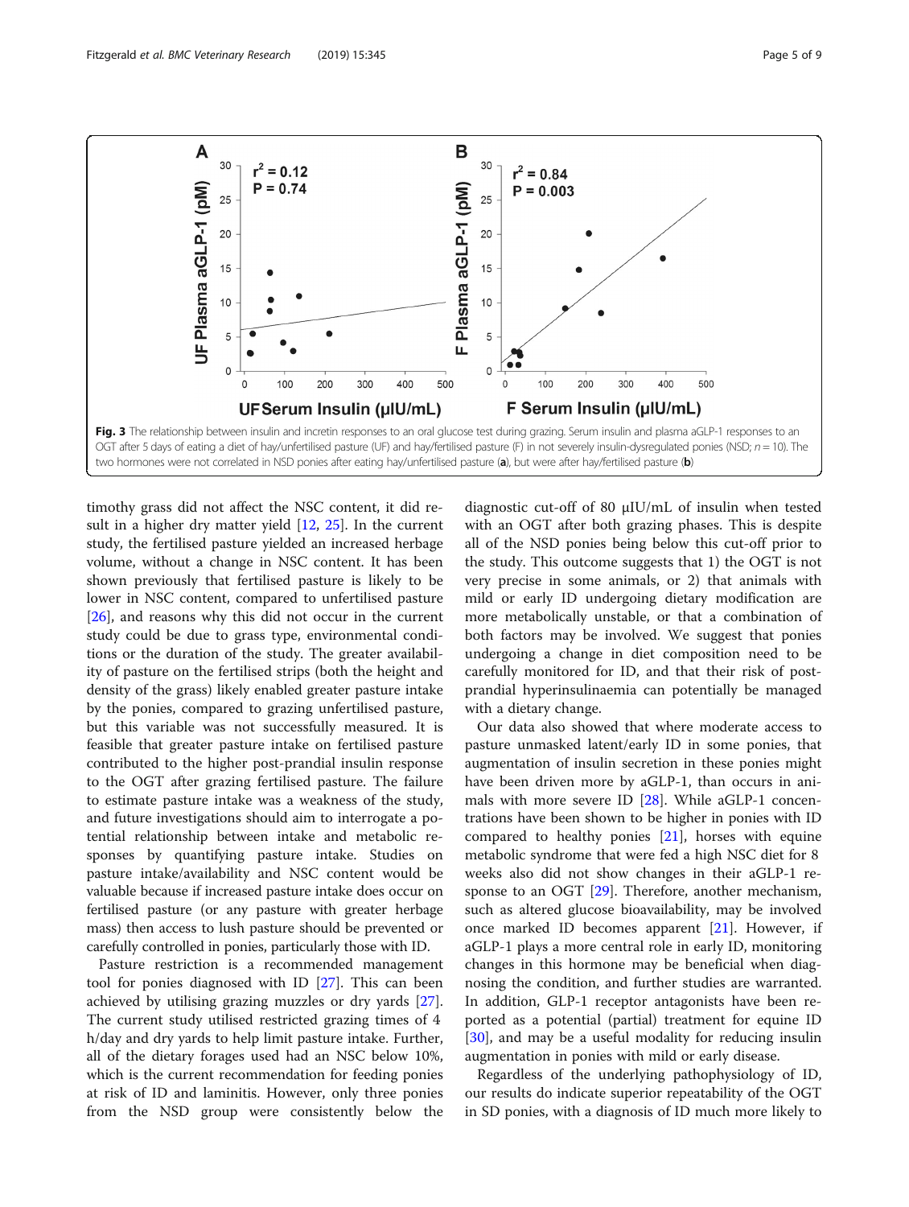Fig. 3 The relationship between insulin and incretin responses to an oral glucose test during grazing. Serum insulin and plasma aGLP-1 responses to an OGT after 5 days of eating a diet of hay/unfertilised pasture (UF) and hay/fertilised pasture (F) in not severely insulin-dysregulated ponies (NSD; $n = 10$). The two hormones were not correlated in NSD ponies after eating hay/unfertilised pasture (**a**), but were after hay/fertilised pasture (**b**)

timothy grass did not affect the NSC content, it did result in a higher dry matter yield [12, 25]. In the current study, the fertilised pasture yielded an increased herbage volume, without a change in NSC content. It has been shown previously that fertilised pasture is likely to be lower in NSC content, compared to unfertilised pasture [26], and reasons why this did not occur in the current study could be due to grass type, environmental conditions or the duration of the study. The greater availability of pasture on the fertilised strips (both the height and density of the grass) likely enabled greater pasture intake by the ponies, compared to grazing unfertilised pasture, but this variable was not successfully measured. It is feasible that greater pasture intake on fertilised pasture contributed to the higher post-prandial insulin response to the OGT after grazing fertilised pasture. The failure to estimate pasture intake was a weakness of the study, and future investigations should aim to interrogate a potential relationship between intake and metabolic responses by quantifying pasture intake. Studies on pasture intake/availability and NSC content would be valuable because if increased pasture intake does occur on fertilised pasture (or any pasture with greater herbage mass) then access to lush pasture should be prevented or carefully controlled in ponies, particularly those with ID.

Pasture restriction is a recommended management tool for ponies diagnosed with ID [27]. This can been achieved by utilising grazing muzzles or dry yards [27]. The current study utilised restricted grazing times of 4 h/day and dry yards to help limit pasture intake. Further, all of the dietary forages used had an NSC below 10%, which is the current recommendation for feeding ponies at risk of ID and laminitis. However, only three ponies from the NSD group were consistently below the diagnostic cut-off of 80 μIU/mL of insulin when tested with an OGT after both grazing phases. This is despite all of the NSD ponies being below this cut-off prior to the study. This outcome suggests that 1) the OGT is not very precise in some animals, or 2) that animals with mild or early ID undergoing dietary modification are more metabolically unstable, or that a combination of both factors may be involved. We suggest that ponies undergoing a change in diet composition need to be carefully monitored for ID, and that their risk of post-prandial hyperinsulinaemia can potentially be managed with a dietary change.

Our data also showed that where moderate access to pasture unmasked latent/early ID in some ponies, that augmentation of insulin secretion in these ponies might have been driven more by aGLP-1, than occurs in animals with more severe ID [28]. While aGLP-1 concentrations have been shown to be higher in ponies with ID compared to healthy ponies [21], horses with equine metabolic syndrome that were fed a high NSC diet for 8 weeks also did not show changes in their aGLP-1 response to an OGT [29]. Therefore, another mechanism, such as altered glucose bioavailability, may be involved once marked ID becomes apparent [21]. However, if aGLP-1 plays a more central role in early ID, monitoring changes in this hormone may be beneficial when diagnosing the condition, and further studies are warranted. In addition, GLP-1 receptor antagonists have been reported as a potential (partial) treatment for equine ID [30], and may be a useful modality for reducing insulin augmentation in ponies with mild or early disease.

Regardless of the underlying pathophysiology of ID, our results do indicate superior repeatability of the OGT in SD ponies, with a diagnosis of ID much more likely to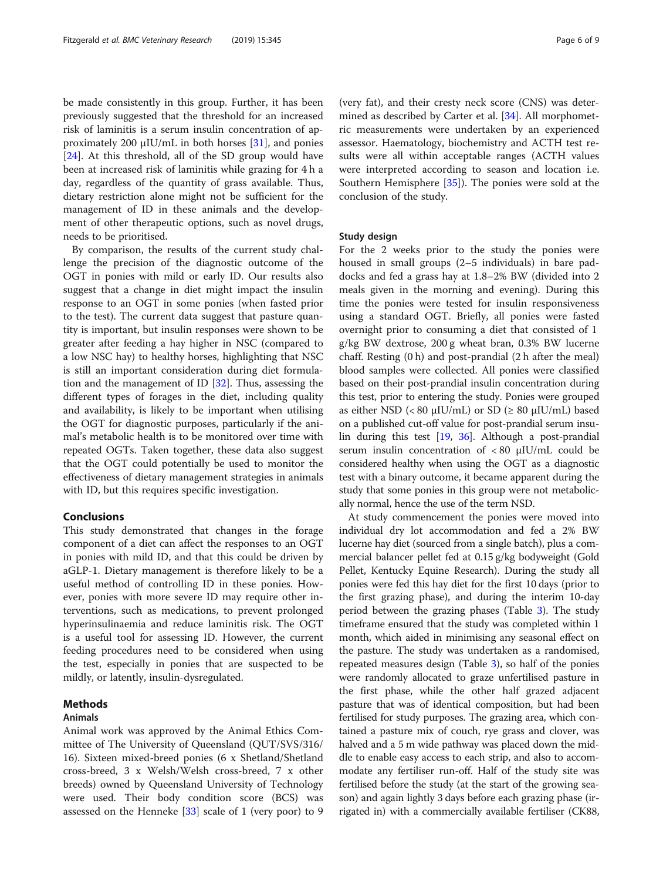be made consistently in this group. Further, it has been previously suggested that the threshold for an increased risk of laminitis is a serum insulin concentration of approximately 200 μIU/mL in both horses [31], and ponies [24]. At this threshold, all of the SD group would have been at increased risk of laminitis while grazing for 4 h a day, regardless of the quantity of grass available. Thus, dietary restriction alone might not be sufficient for the management of ID in these animals and the development of other therapeutic options, such as novel drugs, needs to be prioritised.

By comparison, the results of the current study challenge the precision of the diagnostic outcome of the OGT in ponies with mild or early ID. Our results also suggest that a change in diet might impact the insulin response to an OGT in some ponies (when fasted prior to the test). The current data suggest that pasture quantity is important, but insulin responses were shown to be greater after feeding a hay higher in NSC (compared to a low NSC hay) to healthy horses, highlighting that NSC is still an important consideration during diet formulation and the management of ID [32]. Thus, assessing the different types of forages in the diet, including quality and availability, is likely to be important when utilising the OGT for diagnostic purposes, particularly if the animal's metabolic health is to be monitored over time with repeated OGTs. Taken together, these data also suggest that the OGT could potentially be used to monitor the effectiveness of dietary management strategies in animals with ID, but this requires specific investigation.

## Conclusions

This study demonstrated that changes in the forage component of a diet can affect the responses to an OGT in ponies with mild ID, and that this could be driven by aGLP-1. Dietary management is therefore likely to be a useful method of controlling ID in these ponies. However, ponies with more severe ID may require other interventions, such as medications, to prevent prolonged hyperinsulinaemia and reduce laminitis risk. The OGT is a useful tool for assessing ID. However, the current feeding procedures need to be considered when using the test, especially in ponies that are suspected to be mildly, or latently, insulin-dysregulated.

## Methods

### Animals

Animal work was approved by the Animal Ethics Committee of The University of Queensland (QUT/SVS/316/16). Sixteen mixed-breed ponies (6 x Shetland/Shetland cross-breed, 3 x Welsh/Welsh cross-breed, 7 x other breeds) owned by Queensland University of Technology were used. Their body condition score (BCS) was assessed on the Henneke [33] scale of 1 (very poor) to 9 (very fat), and their cresty neck score (CNS) was determined as described by Carter et al. [34]. All morphometric measurements were undertaken by an experienced assessor. Haematology, biochemistry and ACTH test results were all within acceptable ranges (ACTH values were interpreted according to season and location i.e. Southern Hemisphere [35]). The ponies were sold at the conclusion of the study.

### Study design

For the 2 weeks prior to the study the ponies were housed in small groups (2–5 individuals) in bare paddocks and fed a grass hay at 1.8–2% BW (divided into 2 meals given in the morning and evening). During this time the ponies were tested for insulin responsiveness using a standard OGT. Briefly, all ponies were fasted overnight prior to consuming a diet that consisted of 1 g/kg BW dextrose, 200 g wheat bran, 0.3% BW lucerne chaff. Resting (0 h) and post-prandial (2 h after the meal) blood samples were collected. All ponies were classified based on their post-prandial insulin concentration during this test, prior to entering the study. Ponies were grouped as either NSD (< 80 μIU/mL) or SD (≥ 80 μIU/mL) based on a published cut-off value for post-prandial serum insulin during this test [19, 36]. Although a post-prandial serum insulin concentration of < 80 μIU/mL could be considered healthy when using the OGT as a diagnostic test with a binary outcome, it became apparent during the study that some ponies in this group were not metabolically normal, hence the use of the term NSD.

At study commencement the ponies were moved into individual dry lot accommodation and fed a 2% BW lucerne hay diet (sourced from a single batch), plus a commercial balancer pellet fed at 0.15 g/kg bodyweight (Gold Pellet, Kentucky Equine Research). During the study all ponies were fed this hay diet for the first 10 days (prior to the first grazing phase), and during the interim 10-day period between the grazing phases (Table 3). The study timeframe ensured that the study was completed within 1 month, which aided in minimising any seasonal effect on the pasture. The study was undertaken as a randomised, repeated measures design (Table 3), so half of the ponies were randomly allocated to graze unfertilised pasture in the first phase, while the other half grazed adjacent pasture that was of identical composition, but had been fertilised for study purposes. The grazing area, which contained a pasture mix of couch, rye grass and clover, was halved and a 5 m wide pathway was placed down the middle to enable easy access to each strip, and also to accommodate any fertiliser run-off. Half of the study site was fertilised before the study (at the start of the growing season) and again lightly 3 days before each grazing phase (irrigated in) with a commercially available fertiliser (CK88,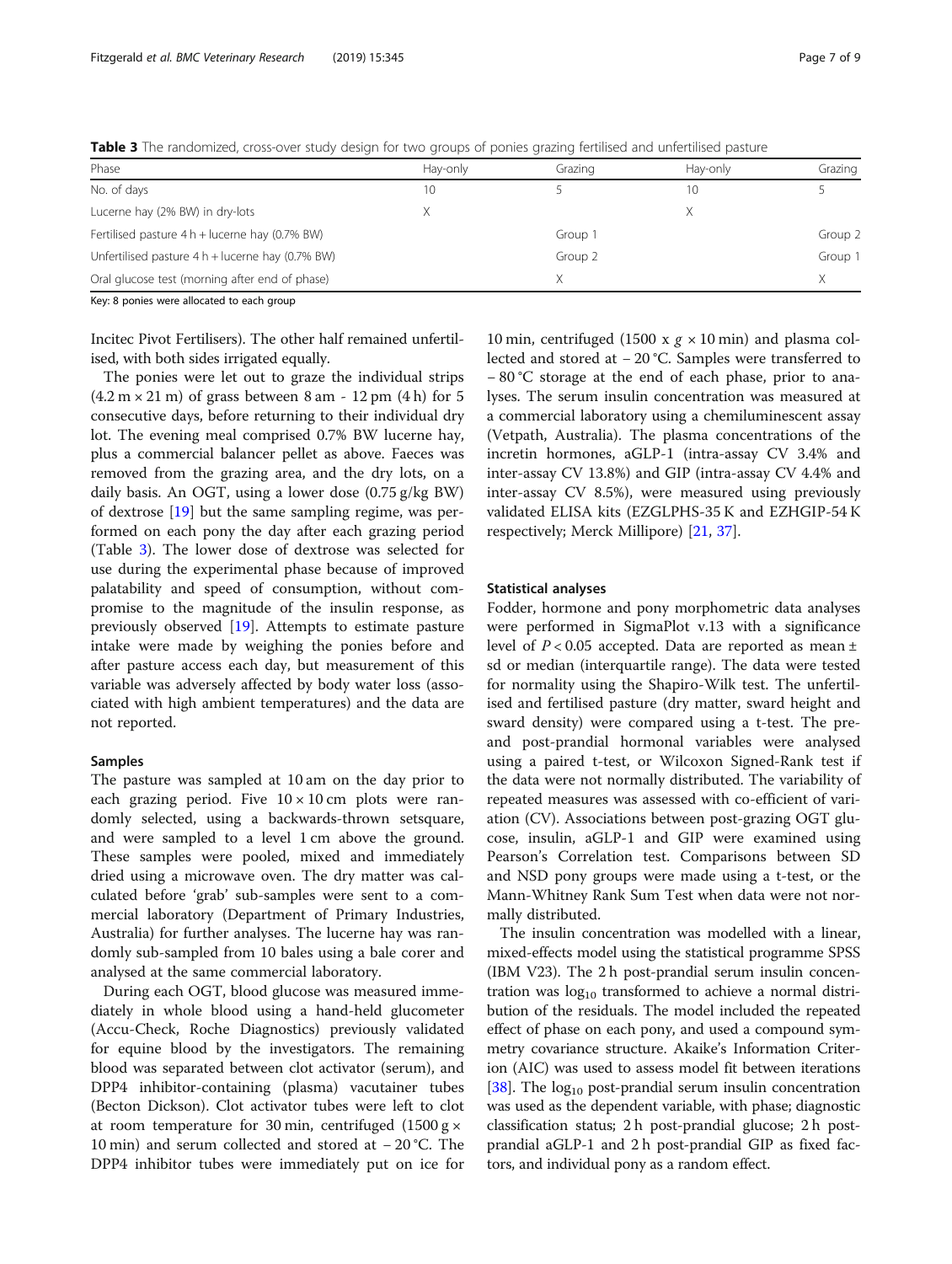**Table 3** The randomized, cross-over study design for two groups of ponies grazing fertilised and unfertilised pasture

| Phase | Hay-only | Grazing | Hay-only | Grazing |
|---|---|---|---|---|
| No. of days | 10 | 5 | 10 | 5 |
| Lucerne hay (2% BW) in dry-lots | X | | X | |
| Fertilised pasture 4 h + lucerne hay (0.7% BW) | | Group 1 | | Group 2 |
| Unfertilised pasture 4 h + lucerne hay (0.7% BW) | | Group 2 | | Group 1 |
| Oral glucose test (morning after end of phase) | | X | | X |

Key: 8 ponies were allocated to each group

Incitec Pivot Fertilisers). The other half remained unfertilised, with both sides irrigated equally.

The ponies were let out to graze the individual strips (4.2 m × 21 m) of grass between 8 am - 12 pm (4 h) for 5 consecutive days, before returning to their individual dry lot. The evening meal comprised 0.7% BW lucerne hay, plus a commercial balancer pellet as above. Faeces was removed from the grazing area, and the dry lots, on a daily basis. An OGT, using a lower dose (0.75 g/kg BW) of dextrose [19] but the same sampling regime, was performed on each pony the day after each grazing period (Table 3). The lower dose of dextrose was selected for use during the experimental phase because of improved palatability and speed of consumption, without compromise to the magnitude of the insulin response, as previously observed [19]. Attempts to estimate pasture intake were made by weighing the ponies before and after pasture access each day, but measurement of this variable was adversely affected by body water loss (associated with high ambient temperatures) and the data are not reported.

### Samples

The pasture was sampled at 10 am on the day prior to each grazing period. Five 10 × 10 cm plots were randomly selected, using a backwards-thrown setsquare, and were sampled to a level 1 cm above the ground. These samples were pooled, mixed and immediately dried using a microwave oven. The dry matter was calculated before 'grab' sub-samples were sent to a commercial laboratory (Department of Primary Industries, Australia) for further analyses. The lucerne hay was randomly sub-sampled from 10 bales using a bale corer and analysed at the same commercial laboratory.

During each OGT, blood glucose was measured immediately in whole blood using a hand-held glucometer (Accu-Check, Roche Diagnostics) previously validated for equine blood by the investigators. The remaining blood was separated between clot activator (serum), and DPP4 inhibitor-containing (plasma) vacutainer tubes (Becton Dickson). Clot activator tubes were left to clot at room temperature for 30 min, centrifuged (1500 g × 10 min) and serum collected and stored at − 20 °C. The DPP4 inhibitor tubes were immediately put on ice for 10 min, centrifuged (1500 x *g* × 10 min) and plasma collected and stored at − 20 °C. Samples were transferred to − 80 °C storage at the end of each phase, prior to analyses. The serum insulin concentration was measured at a commercial laboratory using a chemiluminescent assay (Vetpath, Australia). The plasma concentrations of the incretin hormones, aGLP-1 (intra-assay CV 3.4% and inter-assay CV 13.8%) and GIP (intra-assay CV 4.4% and inter-assay CV 8.5%), were measured using previously validated ELISA kits (EZGLPHS-35 K and EZHGIP-54 K respectively; Merck Millipore) [21, 37].

### Statistical analyses

Fodder, hormone and pony morphometric data analyses were performed in SigmaPlot v.13 with a significance level of $P < 0.05$ accepted. Data are reported as mean ± sd or median (interquartile range). The data were tested for normality using the Shapiro-Wilk test. The unfertilised and fertilised pasture (dry matter, sward height and sward density) were compared using a t-test. The pre- and post-prandial hormonal variables were analysed using a paired t-test, or Wilcoxon Signed-Rank test if the data were not normally distributed. The variability of repeated measures was assessed with co-efficient of variation (CV). Associations between post-grazing OGT glucose, insulin, aGLP-1 and GIP were examined using Pearson's Correlation test. Comparisons between SD and NSD pony groups were made using a t-test, or the Mann-Whitney Rank Sum Test when data were not normally distributed.

The insulin concentration was modelled with a linear, mixed-effects model using the statistical programme SPSS (IBM V23). The 2 h post-prandial serum insulin concentration was $\log_{10}$ transformed to achieve a normal distribution of the residuals. The model included the repeated effect of phase on each pony, and used a compound symmetry covariance structure. Akaike's Information Criterion (AIC) was used to assess model fit between iterations [38]. The $\log_{10}$ post-prandial serum insulin concentration was used as the dependent variable, with phase; diagnostic classification status; 2 h post-prandial glucose; 2 h post-prandial aGLP-1 and 2 h post-prandial GIP as fixed factors, and individual pony as a random effect.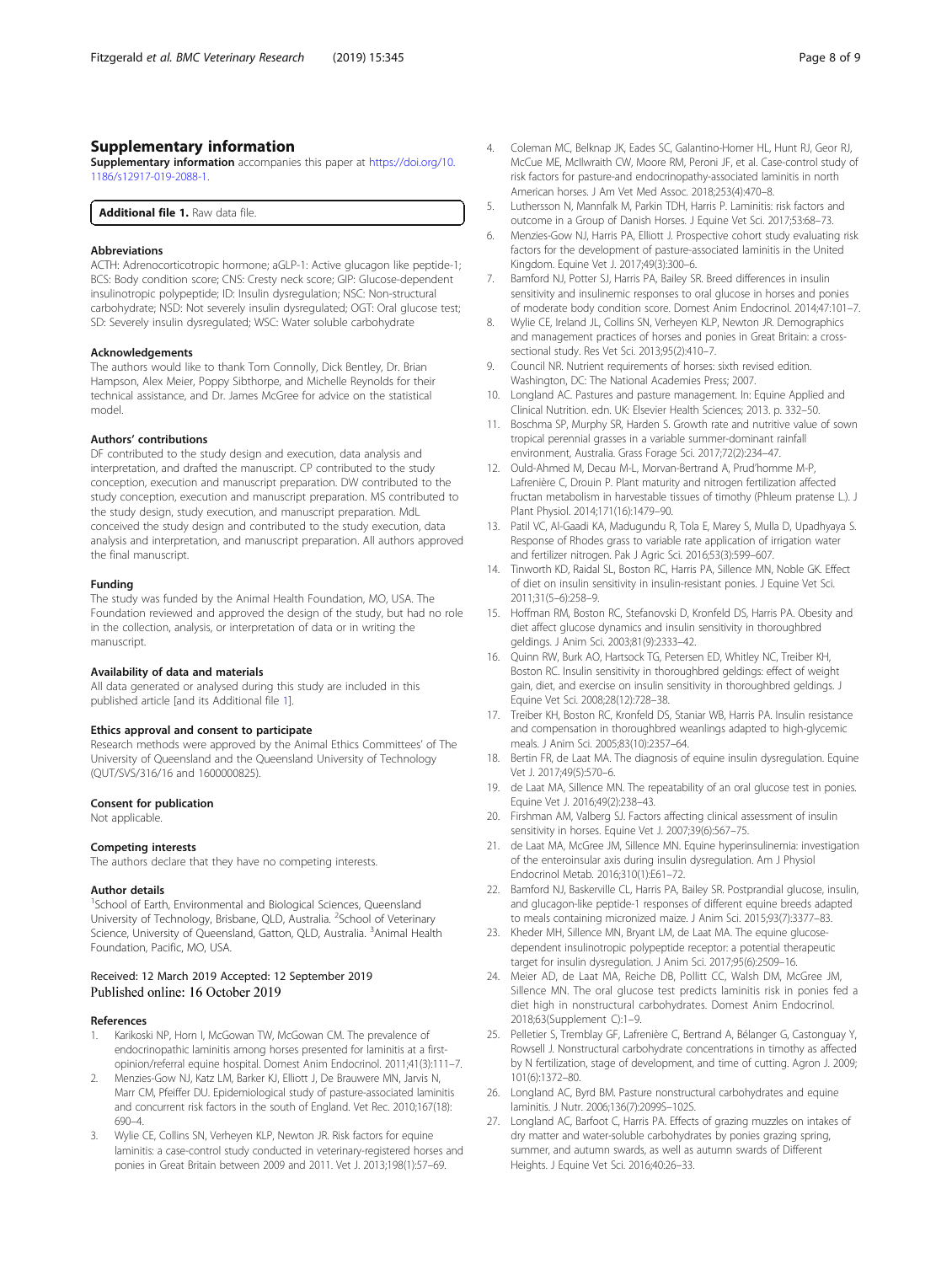## Supplementary information

**Supplementary information** accompanies this paper at https://doi.org/10.1186/s12917-019-2088-1.

**Additional file 1.** Raw data file.

### Abbreviations

ACTH: Adrenocorticotropic hormone; aGLP-1: Active glucagon like peptide-1; BCS: Body condition score; CNS: Cresty neck score; GIP: Glucose-dependent insulinotropic polypeptide; ID: Insulin dysregulation; NSC: Non-structural carbohydrate; NSD: Not severely insulin dysregulated; OGT: Oral glucose test; SD: Severely insulin dysregulated; WSC: Water soluble carbohydrate

### Acknowledgements

The authors would like to thank Tom Connolly, Dick Bentley, Dr. Brian Hampson, Alex Meier, Poppy Sibthorpe, and Michelle Reynolds for their technical assistance, and Dr. James McGree for advice on the statistical model.

### Authors' contributions

DF contributed to the study design and execution, data analysis and interpretation, and drafted the manuscript. CP contributed to the study conception, execution and manuscript preparation. DW contributed to the study conception, execution and manuscript preparation. MS contributed to the study design, study execution, and manuscript preparation. MdL conceived the study design and contributed to the study execution, data analysis and interpretation, and manuscript preparation. All authors approved the final manuscript.

### Funding

The study was funded by the Animal Health Foundation, MO, USA. The Foundation reviewed and approved the design of the study, but had no role in the collection, analysis, or interpretation of data or in writing the manuscript.

### Availability of data and materials

All data generated or analysed during this study are included in this published article [and its Additional file 1].

### Ethics approval and consent to participate

Research methods were approved by the Animal Ethics Committees' of The University of Queensland and the Queensland University of Technology (QUT/SVS/316/16 and 1600000825).

### Consent for publication

Not applicable.

### Competing interests

The authors declare that they have no competing interests.

### Author details

[1]School of Earth, Environmental and Biological Sciences, Queensland University of Technology, Brisbane, QLD, Australia. [2]School of Veterinary Science, University of Queensland, Gatton, QLD, Australia. [3]Animal Health Foundation, Pacific, MO, USA.

Received: 12 March 2019 Accepted: 12 September 2019
Published online: 16 October 2019

### References

1. Karikoski NP, Horn I, McGowan TW, McGowan CM. The prevalence of endocrinopathic laminitis among horses presented for laminitis at a first-opinion/referral equine hospital. Domest Anim Endocrinol. 2011;41(3):111–7.
2. Menzies-Gow NJ, Katz LM, Barker KJ, Elliott J, De Brauwere MN, Jarvis N, Marr CM, Pfeiffer DU. Epidemiological study of pasture-associated laminitis and concurrent risk factors in the south of England. Vet Rec. 2010;167(18):690–4.
3. Wylie CE, Collins SN, Verheyen KLP, Newton JR. Risk factors for equine laminitis: a case-control study conducted in veterinary-registered horses and ponies in Great Britain between 2009 and 2011. Vet J. 2013;198(1):57–69.
4. Coleman MC, Belknap JK, Eades SC, Galantino-Homer HL, Hunt RJ, Geor RJ, McCue ME, McIlwraith CW, Moore RM, Peroni JF, et al. Case-control study of risk factors for pasture-and endocrinopathy-associated laminitis in north American horses. J Am Vet Med Assoc. 2018;253(4):470–8.
5. Luthersson N, Mannfalk M, Parkin TDH, Harris P. Laminitis: risk factors and outcome in a Group of Danish Horses. J Equine Vet Sci. 2017;53:68–73.
6. Menzies-Gow NJ, Harris PA, Elliott J. Prospective cohort study evaluating risk factors for the development of pasture-associated laminitis in the United Kingdom. Equine Vet J. 2017;49(3):300–6.
7. Bamford NJ, Potter SJ, Harris PA, Bailey SR. Breed differences in insulin sensitivity and insulinemic responses to oral glucose in horses and ponies of moderate body condition score. Domest Anim Endocrinol. 2014;47:101–7.
8. Wylie CE, Ireland JL, Collins SN, Verheyen KLP, Newton JR. Demographics and management practices of horses and ponies in Great Britain: a cross-sectional study. Res Vet Sci. 2013;95(2):410–7.
9. Council NR. Nutrient requirements of horses: sixth revised edition. Washington, DC: The National Academies Press; 2007.
10. Longland AC. Pastures and pasture management. In: Equine Applied and Clinical Nutrition. edn. UK: Elsevier Health Sciences; 2013. p. 332–50.
11. Boschma SP, Murphy SR, Harden S. Growth rate and nutritive value of sown tropical perennial grasses in a variable summer-dominant rainfall environment, Australia. Grass Forage Sci. 2017;72(2):234–47.
12. Ould-Ahmed M, Decau M-L, Morvan-Bertrand A, Prud'homme M-P, Lafrenière C, Drouin P. Plant maturity and nitrogen fertilization affected fructan metabolism in harvestable tissues of timothy (Phleum pratense L.). J Plant Physiol. 2014;171(16):1479–90.
13. Patil VC, Al-Gaadi KA, Madugundu R, Tola E, Marey S, Mulla D, Upadhyaya S. Response of Rhodes grass to variable rate application of irrigation water and fertilizer nitrogen. Pak J Agric Sci. 2016;53(3):599–607.
14. Tinworth KD, Raidal SL, Boston RC, Harris PA, Sillence MN, Noble GK. Effect of diet on insulin sensitivity in insulin-resistant ponies. J Equine Vet Sci. 2011;31(5–6):258–9.
15. Hoffman RM, Boston RC, Stefanovski D, Kronfeld DS, Harris PA. Obesity and diet affect glucose dynamics and insulin sensitivity in thoroughbred geldings. J Anim Sci. 2003;81(9):2333–42.
16. Quinn RW, Burk AO, Hartsock TG, Petersen ED, Whitley NC, Treiber KH, Boston RC. Insulin sensitivity in thoroughbred geldings: effect of weight gain, diet, and exercise on insulin sensitivity in thoroughbred geldings. J Equine Vet Sci. 2008;28(12):728–38.
17. Treiber KH, Boston RC, Kronfeld DS, Staniar WB, Harris PA. Insulin resistance and compensation in thoroughbred weanlings adapted to high-glycemic meals. J Anim Sci. 2005;83(10):2357–64.
18. Bertin FR, de Laat MA. The diagnosis of equine insulin dysregulation. Equine Vet J. 2017;49(5):570–6.
19. de Laat MA, Sillence MN. The repeatability of an oral glucose test in ponies. Equine Vet J. 2016;49(2):238–43.
20. Firshman AM, Valberg SJ. Factors affecting clinical assessment of insulin sensitivity in horses. Equine Vet J. 2007;39(6):567–75.
21. de Laat MA, McGree JM, Sillence MN. Equine hyperinsulinemia: investigation of the enteroinsular axis during insulin dysregulation. Am J Physiol Endocrinol Metab. 2016;310(1):E61–72.
22. Bamford NJ, Baskerville CL, Harris PA, Bailey SR. Postprandial glucose, insulin, and glucagon-like peptide-1 responses of different equine breeds adapted to meals containing micronized maize. J Anim Sci. 2015;93(7):3377–83.
23. Kheder MH, Sillence MN, Bryant LM, de Laat MA. The equine glucose-dependent insulinotropic polypeptide receptor: a potential therapeutic target for insulin dysregulation. J Anim Sci. 2017;95(6):2509–16.
24. Meier AD, de Laat MA, Reiche DB, Pollitt CC, Walsh DM, McGree JM, Sillence MN. The oral glucose test predicts laminitis risk in ponies fed a diet high in nonstructural carbohydrates. Domest Anim Endocrinol. 2018;63(Supplement C):1–9.
25. Pelletier S, Tremblay GF, Lafrenière C, Bertrand A, Bélanger G, Castonguay Y, Rowsell J. Nonstructural carbohydrate concentrations in timothy as affected by N fertilization, stage of development, and time of cutting. Agron J. 2009;101(6):1372–80.
26. Longland AC, Byrd BM. Pasture nonstructural carbohydrates and equine laminitis. J Nutr. 2006;136(7):2099S–102S.
27. Longland AC, Barfoot C, Harris PA. Effects of grazing muzzles on intakes of dry matter and water-soluble carbohydrates by ponies grazing spring, summer, and autumn swards, as well as autumn swards of Different Heights. J Equine Vet Sci. 2016;40:26–33.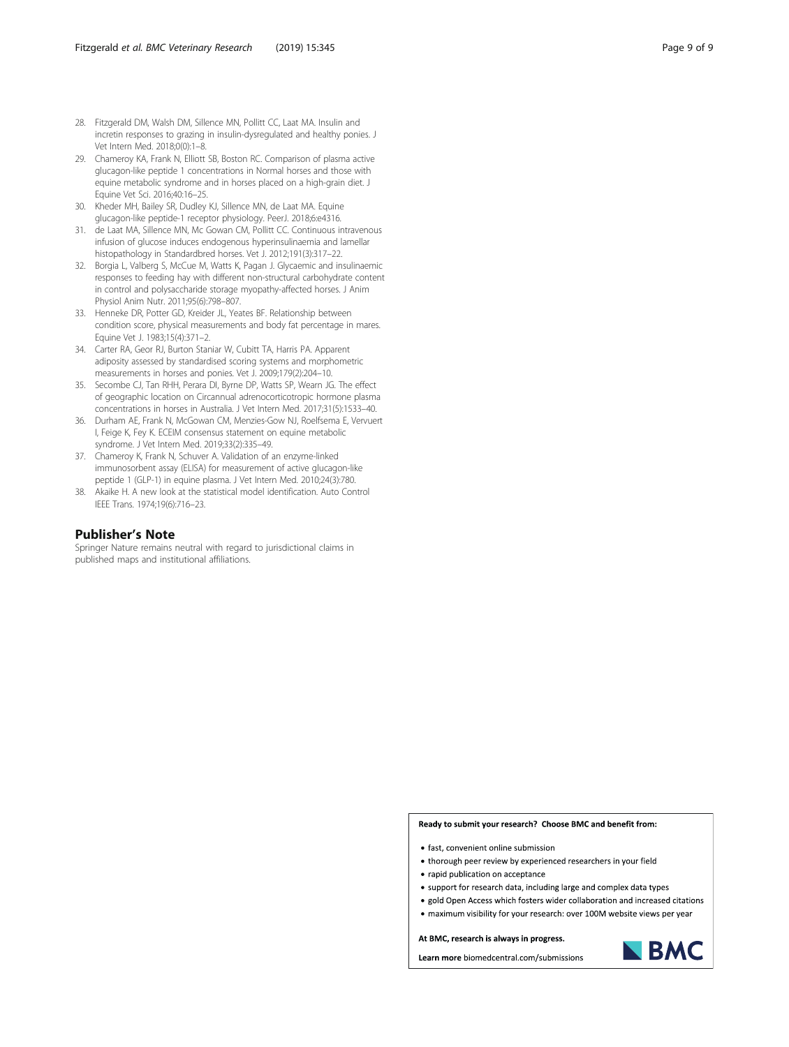28. Fitzgerald DM, Walsh DM, Sillence MN, Pollitt CC, Laat MA. Insulin and incretin responses to grazing in insulin-dysregulated and healthy ponies. J Vet Intern Med. 2018;0(0):1–8.
29. Chameroy KA, Frank N, Elliott SB, Boston RC. Comparison of plasma active glucagon-like peptide 1 concentrations in Normal horses and those with equine metabolic syndrome and in horses placed on a high-grain diet. J Equine Vet Sci. 2016;40:16–25.
30. Kheder MH, Bailey SR, Dudley KJ, Sillence MN, de Laat MA. Equine glucagon-like peptide-1 receptor physiology. PeerJ. 2018;6:e4316.
31. de Laat MA, Sillence MN, Mc Gowan CM, Pollitt CC. Continuous intravenous infusion of glucose induces endogenous hyperinsulinaemia and lamellar histopathology in Standardbred horses. Vet J. 2012;191(3):317–22.
32. Borgia L, Valberg S, McCue M, Watts K, Pagan J. Glycaemic and insulinaemic responses to feeding hay with different non-structural carbohydrate content in control and polysaccharide storage myopathy-affected horses. J Anim Physiol Anim Nutr. 2011;95(6):798–807.
33. Henneke DR, Potter GD, Kreider JL, Yeates BF. Relationship between condition score, physical measurements and body fat percentage in mares. Equine Vet J. 1983;15(4):371–2.
34. Carter RA, Geor RJ, Burton Staniar W, Cubitt TA, Harris PA. Apparent adiposity assessed by standardised scoring systems and morphometric measurements in horses and ponies. Vet J. 2009;179(2):204–10.
35. Secombe CJ, Tan RHH, Perara DI, Byrne DP, Watts SP, Wearn JG. The effect of geographic location on Circannual adrenocorticotropic hormone plasma concentrations in horses in Australia. J Vet Intern Med. 2017;31(5):1533–40.
36. Durham AE, Frank N, McGowan CM, Menzies-Gow NJ, Roelfsema E, Vervuert I, Feige K, Fey K. ECEIM consensus statement on equine metabolic syndrome. J Vet Intern Med. 2019;33(2):335–49.
37. Chameroy K, Frank N, Schuver A. Validation of an enzyme-linked immunosorbent assay (ELISA) for measurement of active glucagon-like peptide 1 (GLP-1) in equine plasma. J Vet Intern Med. 2010;24(3):780.
38. Akaike H. A new look at the statistical model identification. Auto Control IEEE Trans. 1974;19(6):716–23.

## Publisher's Note

Springer Nature remains neutral with regard to jurisdictional claims in published maps and institutional affiliations.

**Ready to submit your research? Choose BMC and benefit from:**

- fast, convenient online submission
- thorough peer review by experienced researchers in your field
- rapid publication on acceptance
- support for research data, including large and complex data types
- gold Open Access which fosters wider collaboration and increased citations
- maximum visibility for your research: over 100M website views per year

**At BMC, research is always in progress.**

**Learn more** biomedcentral.com/submissions

BMC